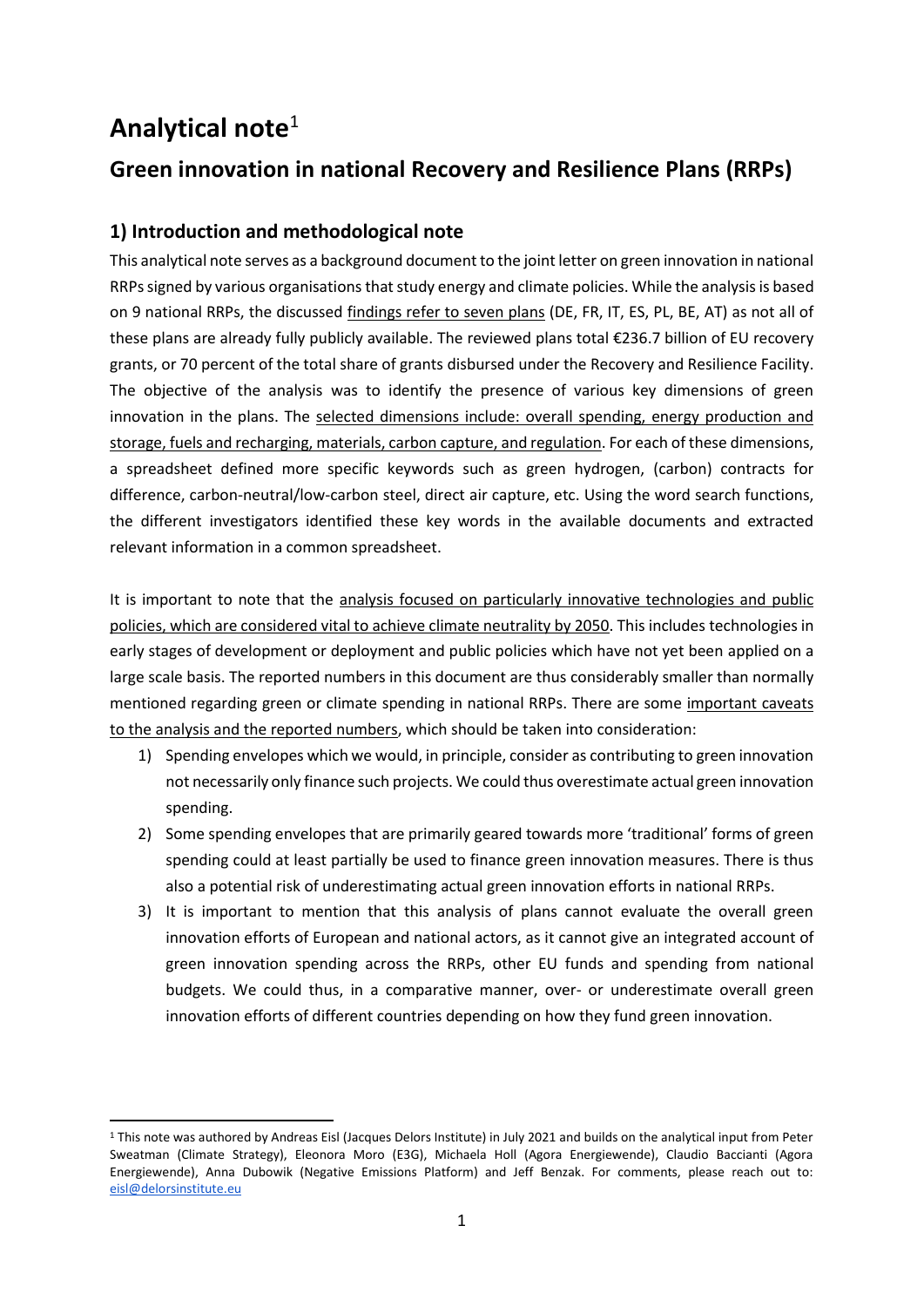# Analytical note[1]

## Green innovation in national Recovery and Resilience Plans (RRPs)

### 1) Introduction and methodological note

This analytical note serves as a background document to the joint letter on green innovation in national RRPs signed by various organisations that study energy and climate policies. While the analysis is based on 9 national RRPs, the discussed findings refer to seven plans (DE, FR, IT, ES, PL, BE, AT) as not all of these plans are already fully publicly available. The reviewed plans total €236.7 billion of EU recovery grants, or 70 percent of the total share of grants disbursed under the Recovery and Resilience Facility. The objective of the analysis was to identify the presence of various key dimensions of green innovation in the plans. The selected dimensions include: overall spending, energy production and storage, fuels and recharging, materials, carbon capture, and regulation. For each of these dimensions, a spreadsheet defined more specific keywords such as green hydrogen, (carbon) contracts for difference, carbon-neutral/low-carbon steel, direct air capture, etc. Using the word search functions, the different investigators identified these key words in the available documents and extracted relevant information in a common spreadsheet.

It is important to note that the analysis focused on particularly innovative technologies and public policies, which are considered vital to achieve climate neutrality by 2050. This includes technologies in early stages of development or deployment and public policies which have not yet been applied on a large scale basis. The reported numbers in this document are thus considerably smaller than normally mentioned regarding green or climate spending in national RRPs. There are some important caveats to the analysis and the reported numbers, which should be taken into consideration:

1) Spending envelopes which we would, in principle, consider as contributing to green innovation not necessarily only finance such projects. We could thus overestimate actual green innovation spending.
2) Some spending envelopes that are primarily geared towards more 'traditional' forms of green spending could at least partially be used to finance green innovation measures. There is thus also a potential risk of underestimating actual green innovation efforts in national RRPs.
3) It is important to mention that this analysis of plans cannot evaluate the overall green innovation efforts of European and national actors, as it cannot give an integrated account of green innovation spending across the RRPs, other EU funds and spending from national budgets. We could thus, in a comparative manner, over- or underestimate overall green innovation efforts of different countries depending on how they fund green innovation.

[1] This note was authored by Andreas Eisl (Jacques Delors Institute) in July 2021 and builds on the analytical input from Peter Sweatman (Climate Strategy), Eleonora Moro (E3G), Michaela Holl (Agora Energiewende), Claudio Baccianti (Agora Energiewende), Anna Dubowik (Negative Emissions Platform) and Jeff Benzak. For comments, please reach out to: eisl@delorsinstitute.eu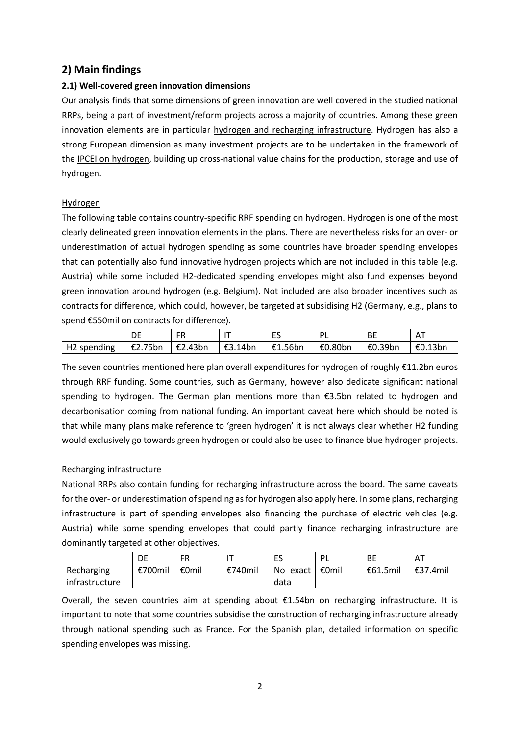## 2) Main findings

### 2.1) Well-covered green innovation dimensions

Our analysis finds that some dimensions of green innovation are well covered in the studied national RRPs, being a part of investment/reform projects across a majority of countries. Among these green innovation elements are in particular hydrogen and recharging infrastructure. Hydrogen has also a strong European dimension as many investment projects are to be undertaken in the framework of the IPCEI on hydrogen, building up cross-national value chains for the production, storage and use of hydrogen.

#### Hydrogen

The following table contains country-specific RRF spending on hydrogen. Hydrogen is one of the most clearly delineated green innovation elements in the plans. There are nevertheless risks for an over- or underestimation of actual hydrogen spending as some countries have broader spending envelopes that can potentially also fund innovative hydrogen projects which are not included in this table (e.g. Austria) while some included H2-dedicated spending envelopes might also fund expenses beyond green innovation around hydrogen (e.g. Belgium). Not included are also broader incentives such as contracts for difference, which could, however, be targeted at subsidising H2 (Germany, e.g., plans to spend €550mil on contracts for difference).

| | DE | FR | IT | ES | PL | BE | AT |
|---|---|---|---|---|---|---|---|
| H2 spending | €2.75bn | €2.43bn | €3.14bn | €1.56bn | €0.80bn | €0.39bn | €0.13bn |

The seven countries mentioned here plan overall expenditures for hydrogen of roughly €11.2bn euros through RRF funding. Some countries, such as Germany, however also dedicate significant national spending to hydrogen. The German plan mentions more than €3.5bn related to hydrogen and decarbonisation coming from national funding. An important caveat here which should be noted is that while many plans make reference to 'green hydrogen' it is not always clear whether H2 funding would exclusively go towards green hydrogen or could also be used to finance blue hydrogen projects.

#### Recharging infrastructure

National RRPs also contain funding for recharging infrastructure across the board. The same caveats for the over- or underestimation of spending as for hydrogen also apply here. In some plans, recharging infrastructure is part of spending envelopes also financing the purchase of electric vehicles (e.g. Austria) while some spending envelopes that could partly finance recharging infrastructure are dominantly targeted at other objectives.

| | DE | FR | IT | ES | PL | BE | AT |
|---|---|---|---|---|---|---|---|
| Recharging infrastructure | €700mil | €0mil | €740mil | No exact data | €0mil | €61.5mil | €37.4mil |

Overall, the seven countries aim at spending about €1.54bn on recharging infrastructure. It is important to note that some countries subsidise the construction of recharging infrastructure already through national spending such as France. For the Spanish plan, detailed information on specific spending envelopes was missing.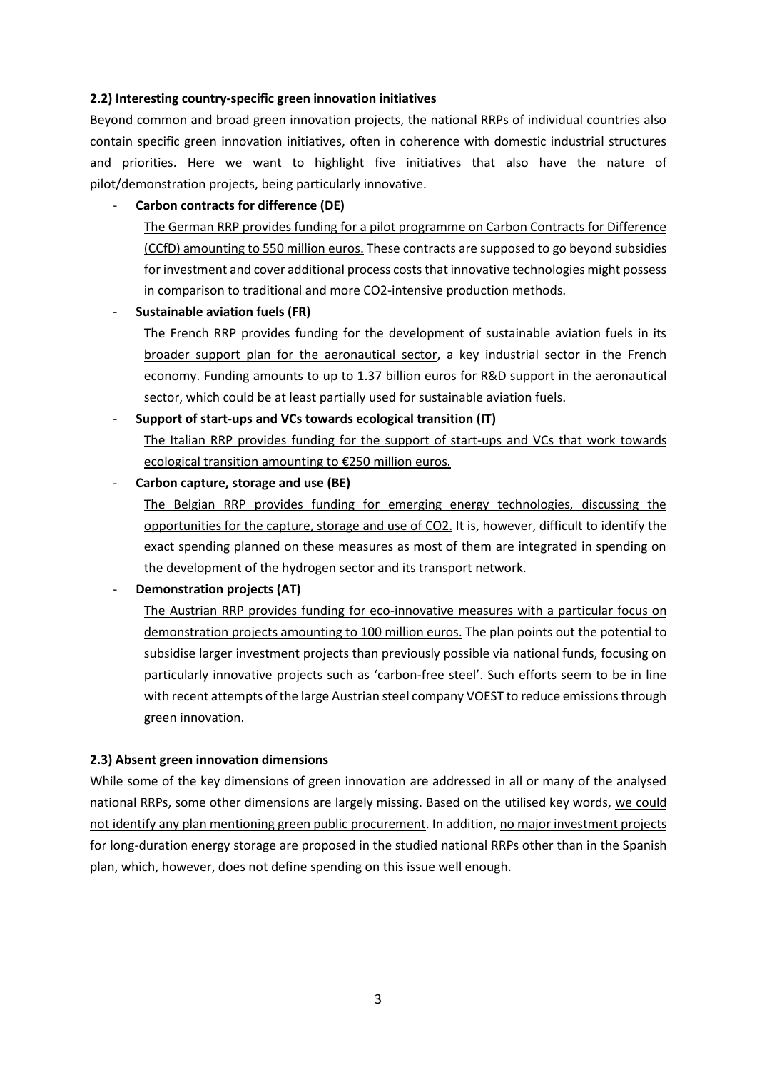### 2.2) Interesting country-specific green innovation initiatives

Beyond common and broad green innovation projects, the national RRPs of individual countries also contain specific green innovation initiatives, often in coherence with domestic industrial structures and priorities. Here we want to highlight five initiatives that also have the nature of pilot/demonstration projects, being particularly innovative.

- **Carbon contracts for difference (DE)**

  The German RRP provides funding for a pilot programme on Carbon Contracts for Difference (CCfD) amounting to 550 million euros. These contracts are supposed to go beyond subsidies for investment and cover additional process costs that innovative technologies might possess in comparison to traditional and more $CO_2$-intensive production methods.

- **Sustainable aviation fuels (FR)**

  The French RRP provides funding for the development of sustainable aviation fuels in its broader support plan for the aeronautical sector, a key industrial sector in the French economy. Funding amounts to up to 1.37 billion euros for R&D support in the aeronautical sector, which could be at least partially used for sustainable aviation fuels.

- **Support of start-ups and VCs towards ecological transition (IT)**

  The Italian RRP provides funding for the support of start-ups and VCs that work towards ecological transition amounting to €250 million euros.

- **Carbon capture, storage and use (BE)**

  The Belgian RRP provides funding for emerging energy technologies, discussing the opportunities for the capture, storage and use of $CO_2$. It is, however, difficult to identify the exact spending planned on these measures as most of them are integrated in spending on the development of the hydrogen sector and its transport network.

- **Demonstration projects (AT)**

  The Austrian RRP provides funding for eco-innovative measures with a particular focus on demonstration projects amounting to 100 million euros. The plan points out the potential to subsidise larger investment projects than previously possible via national funds, focusing on particularly innovative projects such as 'carbon-free steel'. Such efforts seem to be in line with recent attempts of the large Austrian steel company VOEST to reduce emissions through green innovation.

### 2.3) Absent green innovation dimensions

While some of the key dimensions of green innovation are addressed in all or many of the analysed national RRPs, some other dimensions are largely missing. Based on the utilised key words, we could not identify any plan mentioning green public procurement. In addition, no major investment projects for long-duration energy storage are proposed in the studied national RRPs other than in the Spanish plan, which, however, does not define spending on this issue well enough.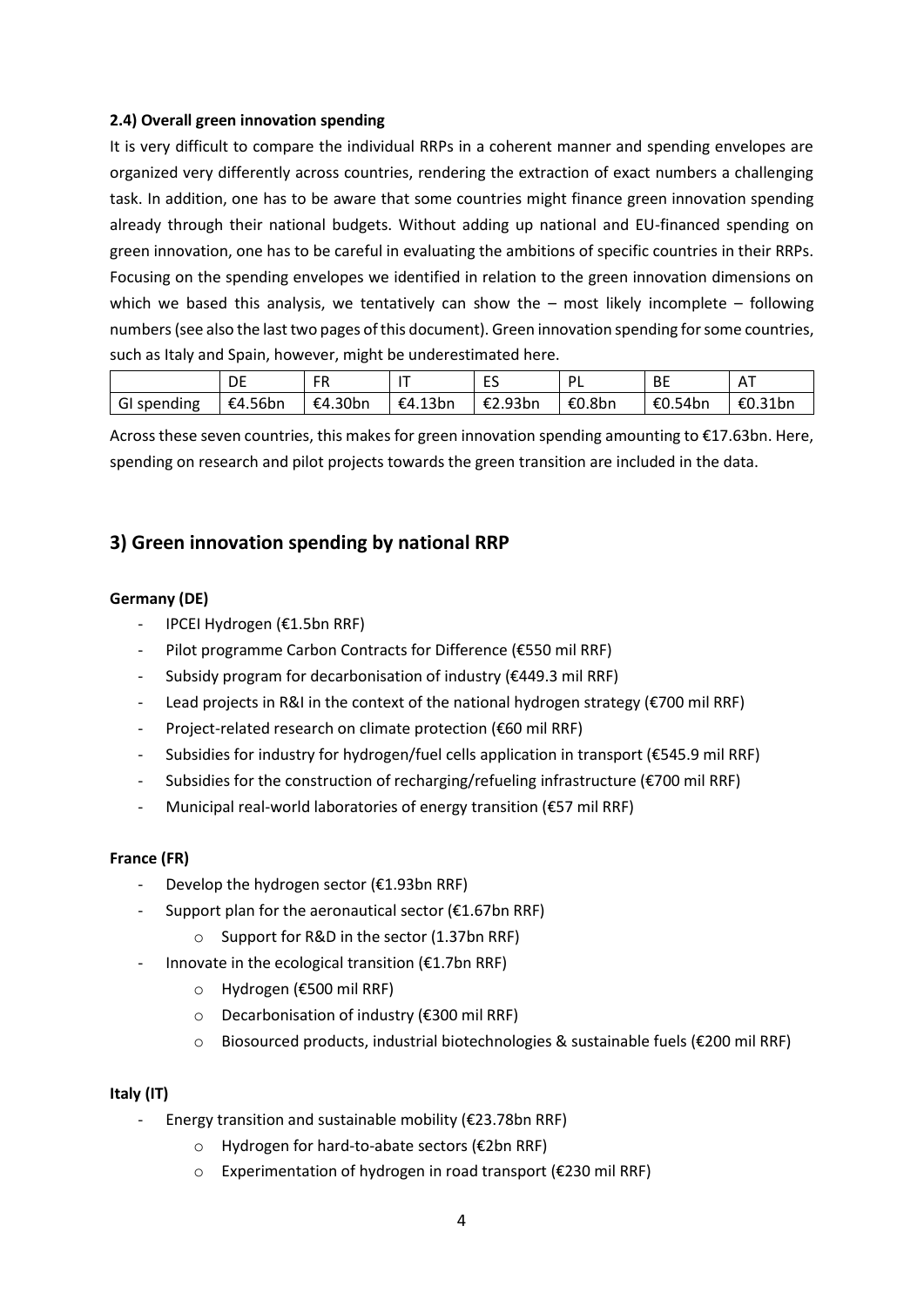### 2.4) Overall green innovation spending

It is very difficult to compare the individual RRPs in a coherent manner and spending envelopes are organized very differently across countries, rendering the extraction of exact numbers a challenging task. In addition, one has to be aware that some countries might finance green innovation spending already through their national budgets. Without adding up national and EU-financed spending on green innovation, one has to be careful in evaluating the ambitions of specific countries in their RRPs. Focusing on the spending envelopes we identified in relation to the green innovation dimensions on which we based this analysis, we tentatively can show the – most likely incomplete – following numbers (see also the last two pages of this document). Green innovation spending for some countries, such as Italy and Spain, however, might be underestimated here.

| | DE | FR | IT | ES | PL | BE | AT |
|---|---|---|---|---|---|---|---|
| GI spending | €4.56bn | €4.30bn | €4.13bn | €2.93bn | €0.8bn | €0.54bn | €0.31bn |

Across these seven countries, this makes for green innovation spending amounting to €17.63bn. Here, spending on research and pilot projects towards the green transition are included in the data.

## 3) Green innovation spending by national RRP

**Germany (DE)**

- IPCEI Hydrogen (€1.5bn RRF)
- Pilot programme Carbon Contracts for Difference (€550 mil RRF)
- Subsidy program for decarbonisation of industry (€449.3 mil RRF)
- Lead projects in R&I in the context of the national hydrogen strategy (€700 mil RRF)
- Project-related research on climate protection (€60 mil RRF)
- Subsidies for industry for hydrogen/fuel cells application in transport (€545.9 mil RRF)
- Subsidies for the construction of recharging/refueling infrastructure (€700 mil RRF)
- Municipal real-world laboratories of energy transition (€57 mil RRF)

**France (FR)**

- Develop the hydrogen sector (€1.93bn RRF)
- Support plan for the aeronautical sector (€1.67bn RRF)
    - Support for R&D in the sector (1.37bn RRF)
- Innovate in the ecological transition (€1.7bn RRF)
    - Hydrogen (€500 mil RRF)
    - Decarbonisation of industry (€300 mil RRF)
    - Biosourced products, industrial biotechnologies & sustainable fuels (€200 mil RRF)

**Italy (IT)**

- Energy transition and sustainable mobility (€23.78bn RRF)
    - Hydrogen for hard-to-abate sectors (€2bn RRF)
    - Experimentation of hydrogen in road transport (€230 mil RRF)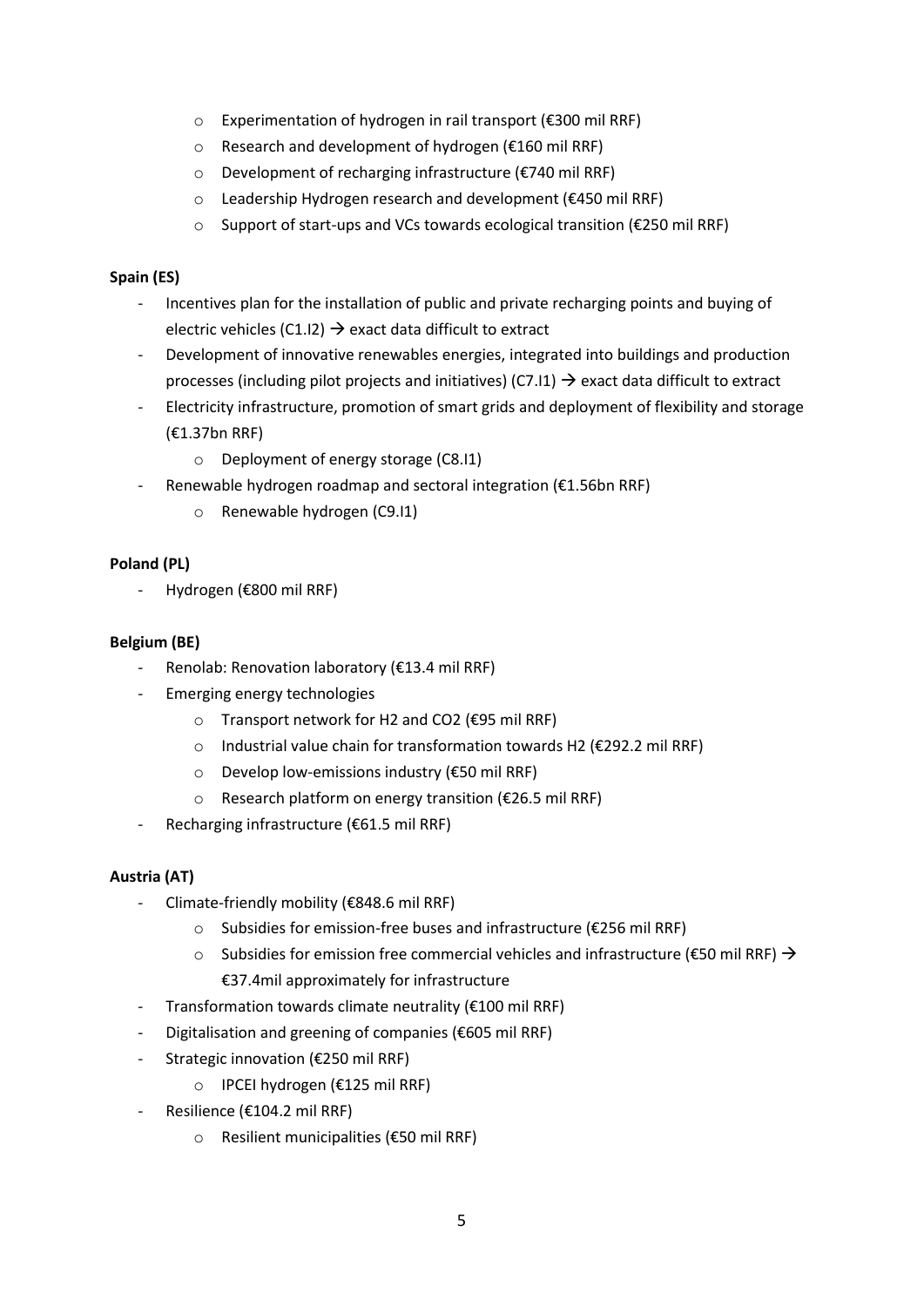- Experimentation of hydrogen in rail transport (€300 mil RRF)
  - Research and development of hydrogen (€160 mil RRF)
  - Development of recharging infrastructure (€740 mil RRF)
  - Leadership Hydrogen research and development (€450 mil RRF)
  - Support of start-ups and VCs towards ecological transition (€250 mil RRF)

**Spain (ES)**

- Incentives plan for the installation of public and private recharging points and buying of electric vehicles (C1.I2) → exact data difficult to extract
- Development of innovative renewables energies, integrated into buildings and production processes (including pilot projects and initiatives) (C7.I1) → exact data difficult to extract
- Electricity infrastructure, promotion of smart grids and deployment of flexibility and storage (€1.37bn RRF)
  - Deployment of energy storage (C8.I1)
- Renewable hydrogen roadmap and sectoral integration (€1.56bn RRF)
  - Renewable hydrogen (C9.I1)

**Poland (PL)**

- Hydrogen (€800 mil RRF)

**Belgium (BE)**

- Renolab: Renovation laboratory (€13.4 mil RRF)
- Emerging energy technologies
  - Transport network for H2 and CO2 (€95 mil RRF)
  - Industrial value chain for transformation towards H2 (€292.2 mil RRF)
  - Develop low-emissions industry (€50 mil RRF)
  - Research platform on energy transition (€26.5 mil RRF)
- Recharging infrastructure (€61.5 mil RRF)

**Austria (AT)**

- Climate-friendly mobility (€848.6 mil RRF)
  - Subsidies for emission-free buses and infrastructure (€256 mil RRF)
  - Subsidies for emission free commercial vehicles and infrastructure (€50 mil RRF) → €37.4mil approximately for infrastructure
- Transformation towards climate neutrality (€100 mil RRF)
- Digitalisation and greening of companies (€605 mil RRF)
- Strategic innovation (€250 mil RRF)
  - IPCEI hydrogen (€125 mil RRF)
- Resilience (€104.2 mil RRF)
  - Resilient municipalities (€50 mil RRF)